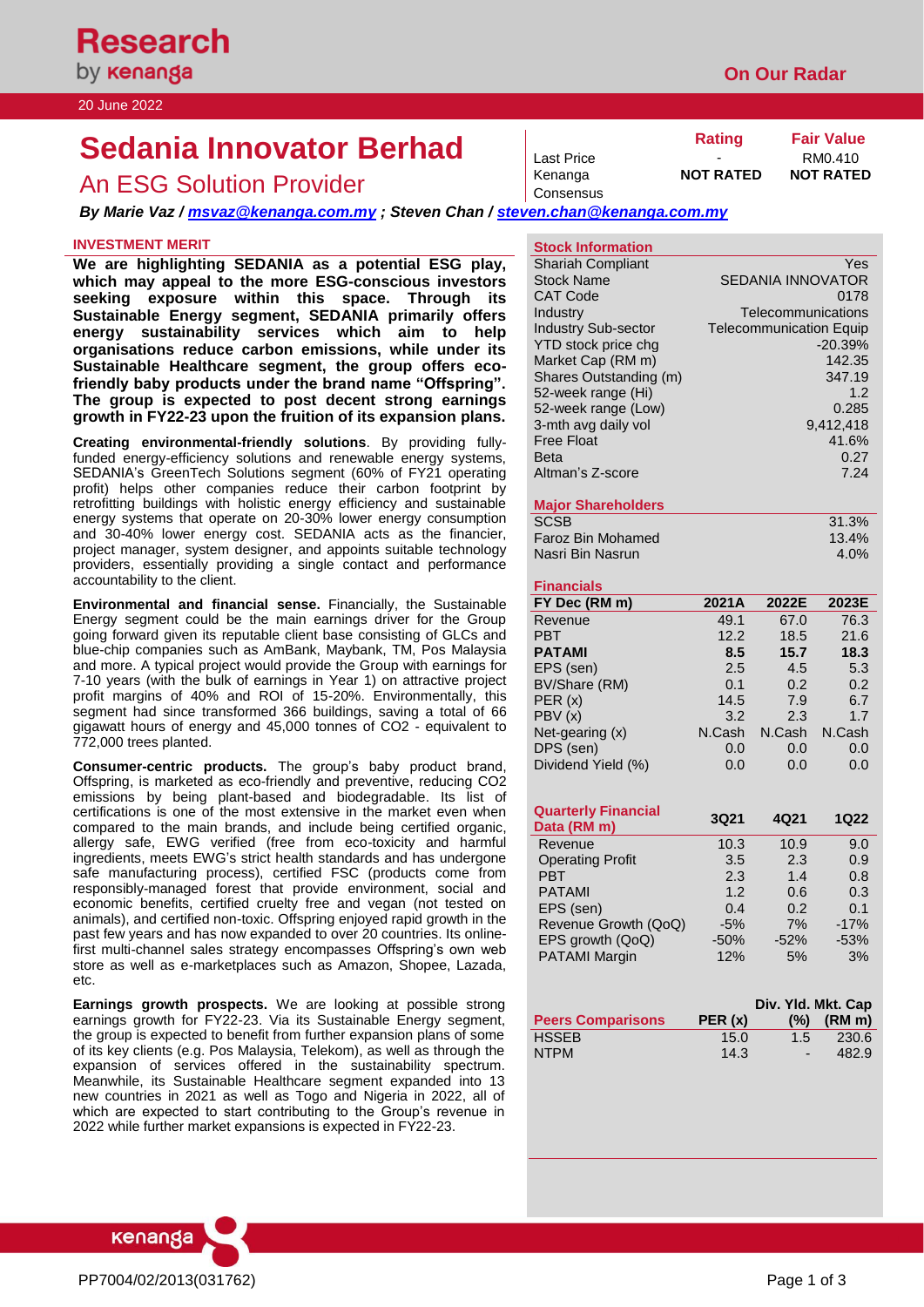Research by kenanga

On Our Radar

20 June 2022

# Sedania Innovator Berhad

## An ESG Solution Provider

| | Rating | Fair Value |
|---|---|---|
| Last Price | - | RM0.410 |
| Kenanga | NOT RATED | NOT RATED |
| Consensus | | |

***By Marie Vaz / msvaz@kenanga.com.my ; Steven Chan / steven.chan@kenanga.com.my***

### INVESTMENT MERIT

**We are highlighting SEDANIA as a potential ESG play, which may appeal to the more ESG-conscious investors seeking exposure within this space. Through its Sustainable Energy segment, SEDANIA primarily offers energy sustainability services which aim to help organisations reduce carbon emissions, while under its Sustainable Healthcare segment, the group offers eco-friendly baby products under the brand name "Offspring". The group is expected to post decent strong earnings growth in FY22-23 upon the fruition of its expansion plans.**

**Creating environmental-friendly solutions**. By providing fully-funded energy-efficiency solutions and renewable energy systems, SEDANIA's GreenTech Solutions segment (60% of FY21 operating profit) helps other companies reduce their carbon footprint by retrofitting buildings with holistic energy efficiency and sustainable energy systems that operate on 20-30% lower energy consumption and 30-40% lower energy cost. SEDANIA acts as the financier, project manager, system designer, and appoints suitable technology providers, essentially providing a single contact and performance accountability to the client.

**Environmental and financial sense.** Financially, the Sustainable Energy segment could be the main earnings driver for the Group going forward given its reputable client base consisting of GLCs and blue-chip companies such as AmBank, Maybank, TM, Pos Malaysia and more. A typical project would provide the Group with earnings for 7-10 years (with the bulk of earnings in Year 1) on attractive project profit margins of 40% and ROI of 15-20%. Environmentally, this segment had since transformed 366 buildings, saving a total of 66 gigawatt hours of energy and 45,000 tonnes of $CO_2$ - equivalent to 772,000 trees planted.

**Consumer-centric products.** The group's baby product brand, Offspring, is marketed as eco-friendly and preventive, reducing $CO_2$ emissions by being plant-based and biodegradable. Its list of certifications is one of the most extensive in the market even when compared to the main brands, and include being certified organic, allergy safe, EWG verified (free from eco-toxicity and harmful ingredients, meets EWG's strict health standards and has undergone safe manufacturing process), certified FSC (products come from responsibly-managed forest that provide environment, social and economic benefits, certified cruelty free and vegan (not tested on animals), and certified non-toxic. Offspring enjoyed rapid growth in the past few years and has now expanded to over 20 countries. Its online-first multi-channel sales strategy encompasses Offspring's own web store as well as e-marketplaces such as Amazon, Shopee, Lazada, etc.

**Earnings growth prospects.** We are looking at possible strong earnings growth for FY22-23. Via its Sustainable Energy segment, the group is expected to benefit from further expansion plans of some of its key clients (e.g. Pos Malaysia, Telekom), as well as through the expansion of services offered in the sustainability spectrum. Meanwhile, its Sustainable Healthcare segment expanded into 13 new countries in 2021 as well as Togo and Nigeria in 2022, all of which are expected to start contributing to the Group's revenue in 2022 while further market expansions is expected in FY22-23.

### Stock Information

| | |
|---|---|
| Shariah Compliant | Yes |
| Stock Name | SEDANIA INNOVATOR |
| CAT Code | 0178 |
| Industry | Telecommunications |
| Industry Sub-sector | Telecommunication Equip |
| YTD stock price chg | -20.39% |
| Market Cap (RM m) | 142.35 |
| Shares Outstanding (m) | 347.19 |
| 52-week range (Hi) | 1.2 |
| 52-week range (Low) | 0.285 |
| 3-mth avg daily vol | 9,412,418 |
| Free Float | 41.6% |
| Beta | 0.27 |
| Altman's Z-score | 7.24 |

### Major Shareholders

| | |
|---|---|
| SCSB | 31.3% |
| Faroz Bin Mohamed | 13.4% |
| Nasri Bin Nasrun | 4.0% |

### Financials

| FY Dec (RM m) | 2021A | 2022E | 2023E |
|---|---|---|---|
| Revenue | 49.1 | 67.0 | 76.3 |
| PBT | 12.2 | 18.5 | 21.6 |
| **PATAMI** | **8.5** | **15.7** | **18.3** |
| EPS (sen) | 2.5 | 4.5 | 5.3 |
| BV/Share (RM) | 0.1 | 0.2 | 0.2 |
| PER (x) | 14.5 | 7.9 | 6.7 |
| PBV (x) | 3.2 | 2.3 | 1.7 |
| Net-gearing (x) | N.Cash | N.Cash | N.Cash |
| DPS (sen) | 0.0 | 0.0 | 0.0 |
| Dividend Yield (%) | 0.0 | 0.0 | 0.0 |

| Quarterly Financial Data (RM m) | 3Q21 | 4Q21 | 1Q22 |
|---|---|---|---|
| Revenue | 10.3 | 10.9 | 9.0 |
| Operating Profit | 3.5 | 2.3 | 0.9 |
| PBT | 2.3 | 1.4 | 0.8 |
| PATAMI | 1.2 | 0.6 | 0.3 |
| EPS (sen) | 0.4 | 0.2 | 0.1 |
| Revenue Growth (QoQ) | -5% | 7% | -17% |
| EPS growth (QoQ) | -50% | -52% | -53% |
| PATAMI Margin | 12% | 5% | 3% |

| Peers Comparisons | PER (x) | Div. Yld. (%) | Mkt. Cap (RM m) |
|---|---|---|---|
| HSSEB | 15.0 | 1.5 | 230.6 |
| NTPM | 14.3 | - | 482.9 |

PP7004/02/2013(031762)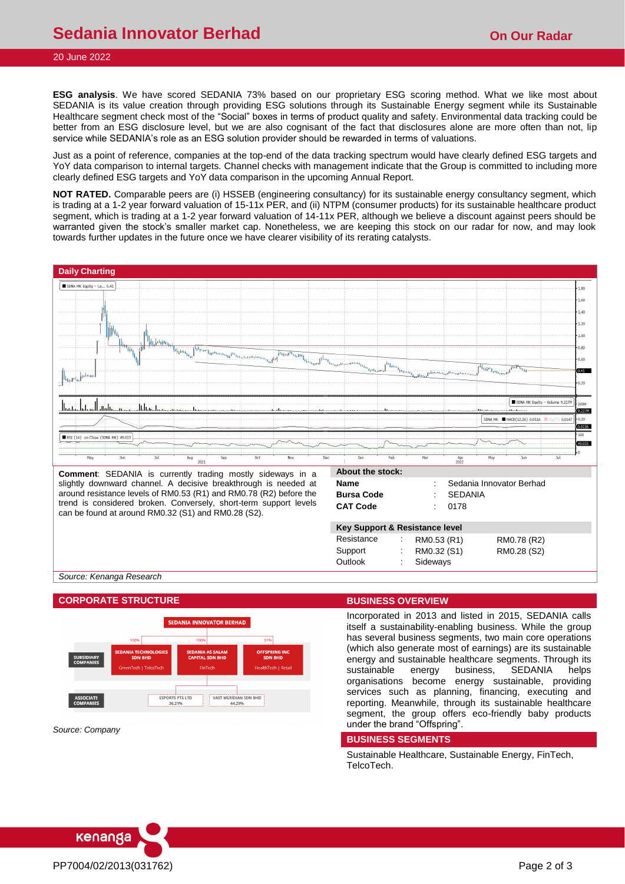**ESG analysis**. We have scored SEDANIA 73% based on our proprietary ESG scoring method. What we like most about SEDANIA is its value creation through providing ESG solutions through its Sustainable Energy segment while its Sustainable Healthcare segment check most of the "Social" boxes in terms of product quality and safety. Environmental data tracking could be better from an ESG disclosure level, but we are also cognisant of the fact that disclosures alone are more often than not, lip service while SEDANIA's role as an ESG solution provider should be rewarded in terms of valuations.

Just as a point of reference, companies at the top-end of the data tracking spectrum would have clearly defined ESG targets and YoY data comparison to internal targets. Channel checks with management indicate that the Group is committed to including more clearly defined ESG targets and YoY data comparison in the upcoming Annual Report.

**NOT RATED.** Comparable peers are (i) HSSEB (engineering consultancy) for its sustainable energy consultancy segment, which is trading at a 1-2 year forward valuation of 15-11x PER, and (ii) NTPM (consumer products) for its sustainable healthcare product segment, which is trading at a 1-2 year forward valuation of 14-11x PER, although we believe a discount against peers should be warranted given the stock's smaller market cap. Nonetheless, we are keeping this stock on our radar for now, and may look towards further updates in the future once we have clearer visibility of its rerating catalysts.

## Daily Charting

**Comment**: SEDANIA is currently trading mostly sideways in a slightly downward channel. A decisive breakthrough is needed at around resistance levels of RM0.53 (R1) and RM0.78 (R2) before the trend is considered broken. Conversely, short-term support levels can be found at around RM0.32 (S1) and RM0.28 (S2).

**About the stock:**

| | | |
|---|---|---|
| **Name** | : | Sedania Innovator Berhad |
| **Bursa Code** | : | SEDANIA |
| **CAT Code** | : | 0178 |

**Key Support & Resistance level**

| | | | |
|---|---|---|---|
| Resistance | : | RM0.53 (R1) | RM0.78 (R2) |
| Support | : | RM0.32 (S1) | RM0.28 (S2) |
| Outlook | : | Sideways | |

*Source: Kenanga Research*

## CORPORATE STRUCTURE

SEDANIA INNOVATOR BERHAD

Subsidiary Companies:
- SEDANIA TECHNOLOGIES SDN BHD (100%) – GreenTech | TelcoTech
- SEDANIA AS SALAM CAPITAL SDN BHD (100%) – FinTech
- OFFSPRING INC SDN BHD (51%) – HealthTech | Retail

Associate Companies:
- ESPORTS PTE LTD (36.21%)
- VAST MERIDIAN SDN BHD (44.29%)

*Source: Company*

## BUSINESS OVERVIEW

Incorporated in 2013 and listed in 2015, SEDANIA calls itself a sustainability-enabling business. While the group has several business segments, two main core operations (which also generate most of earnings) are its sustainable energy and sustainable healthcare segments. Through its sustainable energy business, SEDANIA helps organisations become energy sustainable, providing services such as planning, financing, executing and reporting. Meanwhile, through its sustainable healthcare segment, the group offers eco-friendly baby products under the brand "Offspring".

## BUSINESS SEGMENTS

Sustainable Healthcare, Sustainable Energy, FinTech, TelcoTech.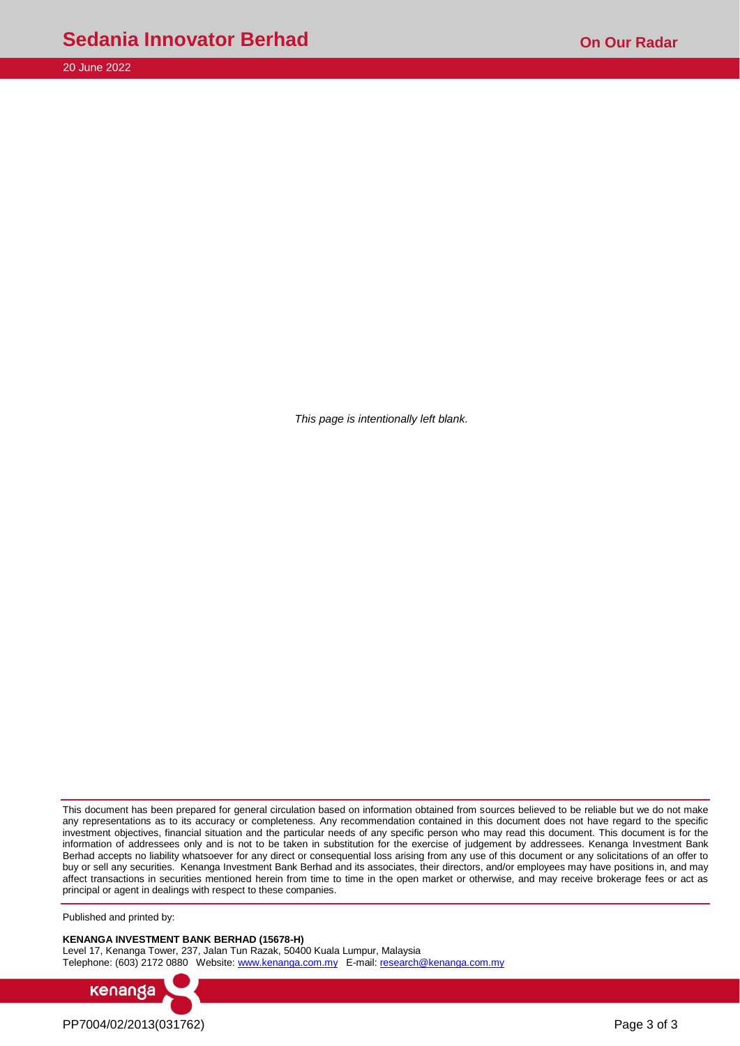*This page is intentionally left blank.*

This document has been prepared for general circulation based on information obtained from sources believed to be reliable but we do not make any representations as to its accuracy or completeness. Any recommendation contained in this document does not have regard to the specific investment objectives, financial situation and the particular needs of any specific person who may read this document. This document is for the information of addressees only and is not to be taken in substitution for the exercise of judgement by addressees. Kenanga Investment Bank Berhad accepts no liability whatsoever for any direct or consequential loss arising from any use of this document or any solicitations of an offer to buy or sell any securities. Kenanga Investment Bank Berhad and its associates, their directors, and/or employees may have positions in, and may affect transactions in securities mentioned herein from time to time in the open market or otherwise, and may receive brokerage fees or act as principal or agent in dealings with respect to these companies.

Published and printed by:

**KENANGA INVESTMENT BANK BERHAD (15678-H)**
Level 17, Kenanga Tower, 237, Jalan Tun Razak, 50400 Kuala Lumpur, Malaysia
Telephone: (603) 2172 0880 Website: www.kenanga.com.my E-mail: research@kenanga.com.my

PP7004/02/2013(031762)